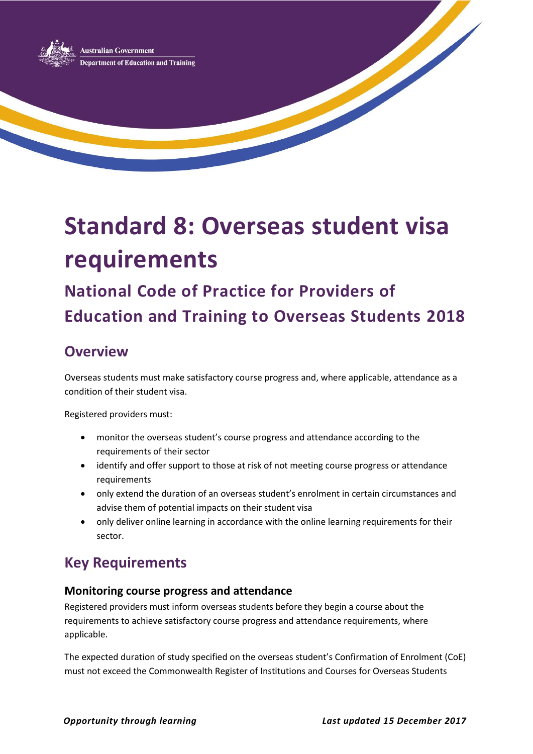Australian Government
Department of Education and Training

# Standard 8: Overseas student visa requirements

## National Code of Practice for Providers of Education and Training to Overseas Students 2018

## Overview

Overseas students must make satisfactory course progress and, where applicable, attendance as a condition of their student visa.

Registered providers must:

- monitor the overseas student's course progress and attendance according to the requirements of their sector
- identify and offer support to those at risk of not meeting course progress or attendance requirements
- only extend the duration of an overseas student's enrolment in certain circumstances and advise them of potential impacts on their student visa
- only deliver online learning in accordance with the online learning requirements for their sector.

## Key Requirements

### Monitoring course progress and attendance

Registered providers must inform overseas students before they begin a course about the requirements to achieve satisfactory course progress and attendance requirements, where applicable.

The expected duration of study specified on the overseas student's Confirmation of Enrolment (CoE) must not exceed the Commonwealth Register of Institutions and Courses for Overseas Students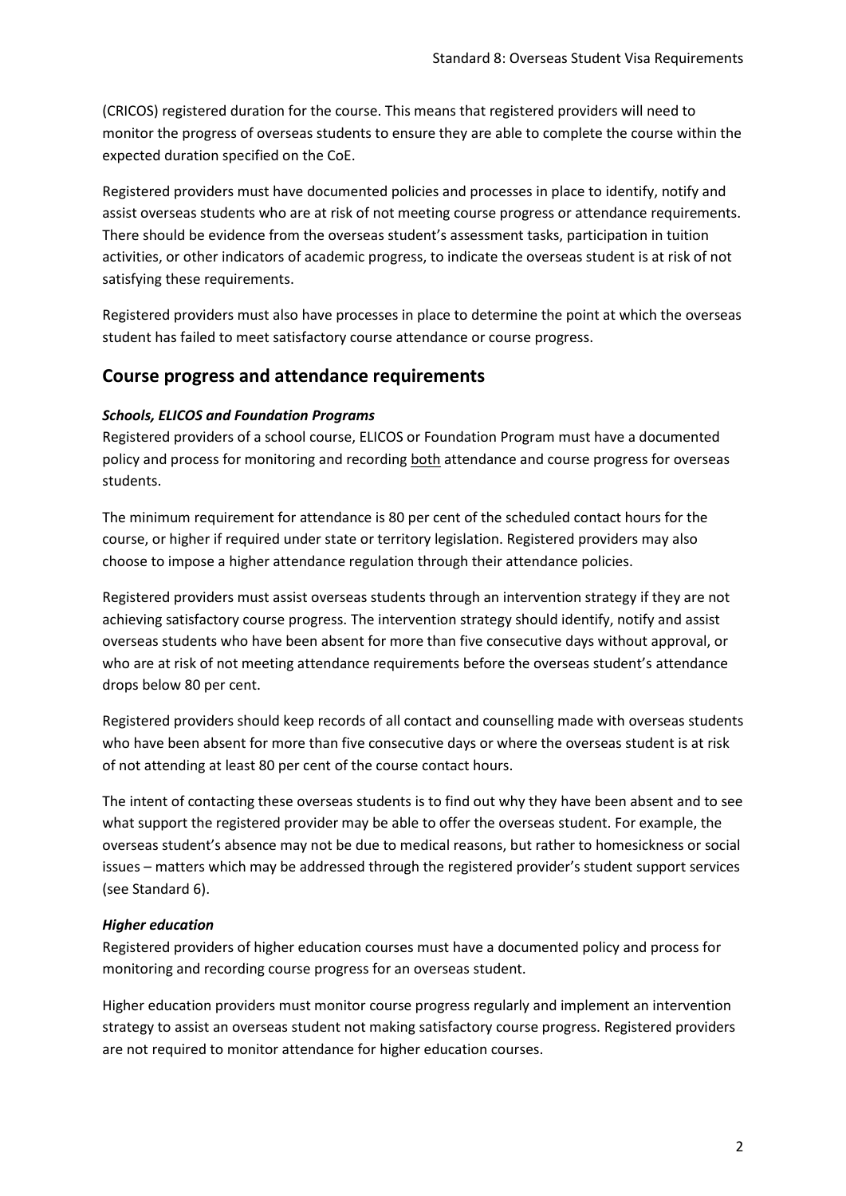(CRICOS) registered duration for the course. This means that registered providers will need to monitor the progress of overseas students to ensure they are able to complete the course within the expected duration specified on the CoE.

Registered providers must have documented policies and processes in place to identify, notify and assist overseas students who are at risk of not meeting course progress or attendance requirements. There should be evidence from the overseas student's assessment tasks, participation in tuition activities, or other indicators of academic progress, to indicate the overseas student is at risk of not satisfying these requirements.

Registered providers must also have processes in place to determine the point at which the overseas student has failed to meet satisfactory course attendance or course progress.

## Course progress and attendance requirements

### *Schools, ELICOS and Foundation Programs*

Registered providers of a school course, ELICOS or Foundation Program must have a documented policy and process for monitoring and recording both attendance and course progress for overseas students.

The minimum requirement for attendance is 80 per cent of the scheduled contact hours for the course, or higher if required under state or territory legislation. Registered providers may also choose to impose a higher attendance regulation through their attendance policies.

Registered providers must assist overseas students through an intervention strategy if they are not achieving satisfactory course progress. The intervention strategy should identify, notify and assist overseas students who have been absent for more than five consecutive days without approval, or who are at risk of not meeting attendance requirements before the overseas student's attendance drops below 80 per cent.

Registered providers should keep records of all contact and counselling made with overseas students who have been absent for more than five consecutive days or where the overseas student is at risk of not attending at least 80 per cent of the course contact hours.

The intent of contacting these overseas students is to find out why they have been absent and to see what support the registered provider may be able to offer the overseas student. For example, the overseas student's absence may not be due to medical reasons, but rather to homesickness or social issues – matters which may be addressed through the registered provider's student support services (see Standard 6).

### *Higher education*

Registered providers of higher education courses must have a documented policy and process for monitoring and recording course progress for an overseas student.

Higher education providers must monitor course progress regularly and implement an intervention strategy to assist an overseas student not making satisfactory course progress. Registered providers are not required to monitor attendance for higher education courses.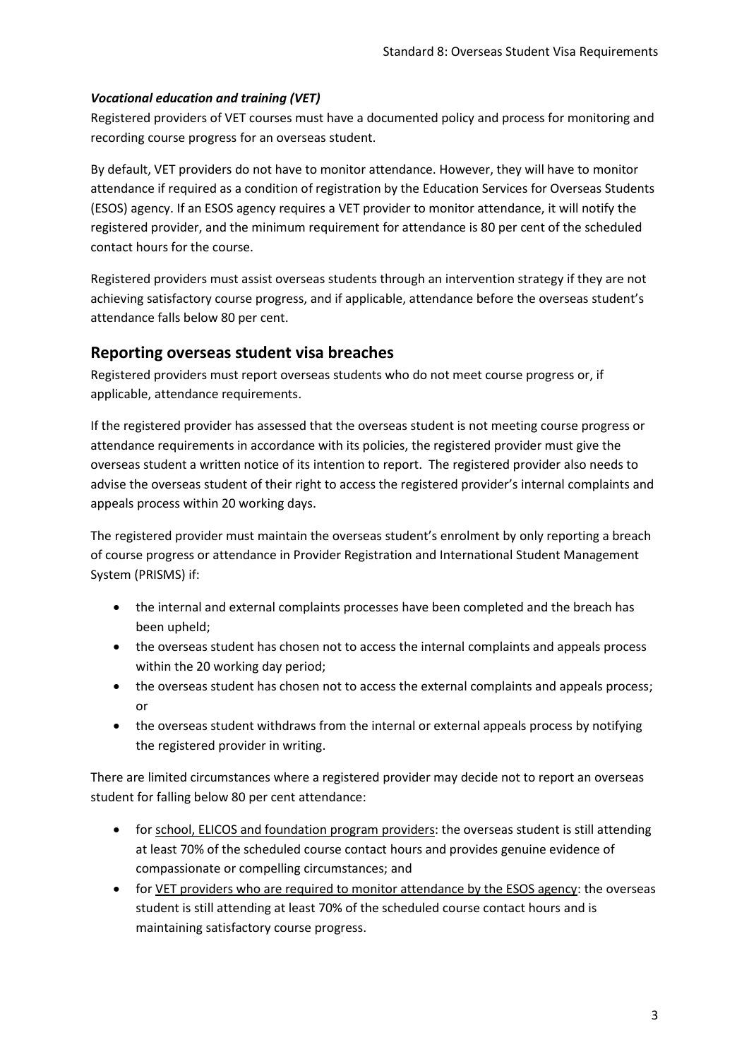### *Vocational education and training (VET)*

Registered providers of VET courses must have a documented policy and process for monitoring and recording course progress for an overseas student.

By default, VET providers do not have to monitor attendance. However, they will have to monitor attendance if required as a condition of registration by the Education Services for Overseas Students (ESOS) agency. If an ESOS agency requires a VET provider to monitor attendance, it will notify the registered provider, and the minimum requirement for attendance is 80 per cent of the scheduled contact hours for the course.

Registered providers must assist overseas students through an intervention strategy if they are not achieving satisfactory course progress, and if applicable, attendance before the overseas student's attendance falls below 80 per cent.

## Reporting overseas student visa breaches

Registered providers must report overseas students who do not meet course progress or, if applicable, attendance requirements.

If the registered provider has assessed that the overseas student is not meeting course progress or attendance requirements in accordance with its policies, the registered provider must give the overseas student a written notice of its intention to report. The registered provider also needs to advise the overseas student of their right to access the registered provider's internal complaints and appeals process within 20 working days.

The registered provider must maintain the overseas student's enrolment by only reporting a breach of course progress or attendance in Provider Registration and International Student Management System (PRISMS) if:

- the internal and external complaints processes have been completed and the breach has been upheld;
- the overseas student has chosen not to access the internal complaints and appeals process within the 20 working day period;
- the overseas student has chosen not to access the external complaints and appeals process; or
- the overseas student withdraws from the internal or external appeals process by notifying the registered provider in writing.

There are limited circumstances where a registered provider may decide not to report an overseas student for falling below 80 per cent attendance:

- for school, ELICOS and foundation program providers: the overseas student is still attending at least 70% of the scheduled course contact hours and provides genuine evidence of compassionate or compelling circumstances; and
- for VET providers who are required to monitor attendance by the ESOS agency: the overseas student is still attending at least 70% of the scheduled course contact hours and is maintaining satisfactory course progress.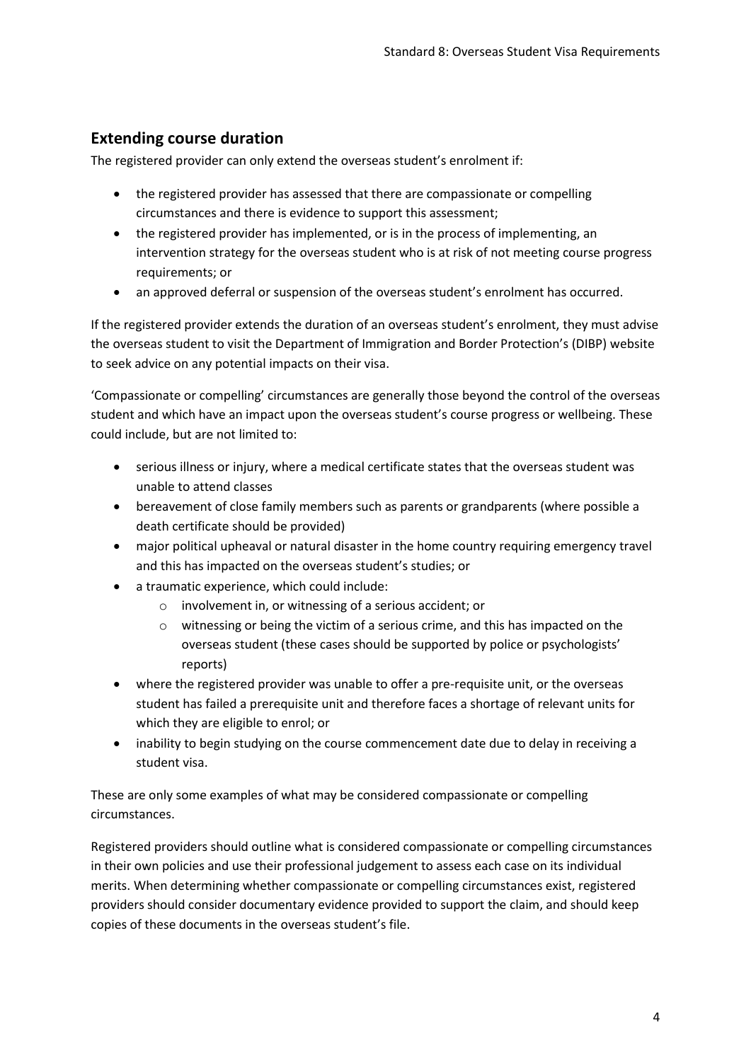## Extending course duration

The registered provider can only extend the overseas student's enrolment if:

- the registered provider has assessed that there are compassionate or compelling circumstances and there is evidence to support this assessment;
- the registered provider has implemented, or is in the process of implementing, an intervention strategy for the overseas student who is at risk of not meeting course progress requirements; or
- an approved deferral or suspension of the overseas student's enrolment has occurred.

If the registered provider extends the duration of an overseas student's enrolment, they must advise the overseas student to visit the Department of Immigration and Border Protection's (DIBP) website to seek advice on any potential impacts on their visa.

'Compassionate or compelling' circumstances are generally those beyond the control of the overseas student and which have an impact upon the overseas student's course progress or wellbeing. These could include, but are not limited to:

- serious illness or injury, where a medical certificate states that the overseas student was unable to attend classes
- bereavement of close family members such as parents or grandparents (where possible a death certificate should be provided)
- major political upheaval or natural disaster in the home country requiring emergency travel and this has impacted on the overseas student's studies; or
- a traumatic experience, which could include:
    - involvement in, or witnessing of a serious accident; or
    - witnessing or being the victim of a serious crime, and this has impacted on the overseas student (these cases should be supported by police or psychologists' reports)
- where the registered provider was unable to offer a pre-requisite unit, or the overseas student has failed a prerequisite unit and therefore faces a shortage of relevant units for which they are eligible to enrol; or
- inability to begin studying on the course commencement date due to delay in receiving a student visa.

These are only some examples of what may be considered compassionate or compelling circumstances.

Registered providers should outline what is considered compassionate or compelling circumstances in their own policies and use their professional judgement to assess each case on its individual merits. When determining whether compassionate or compelling circumstances exist, registered providers should consider documentary evidence provided to support the claim, and should keep copies of these documents in the overseas student's file.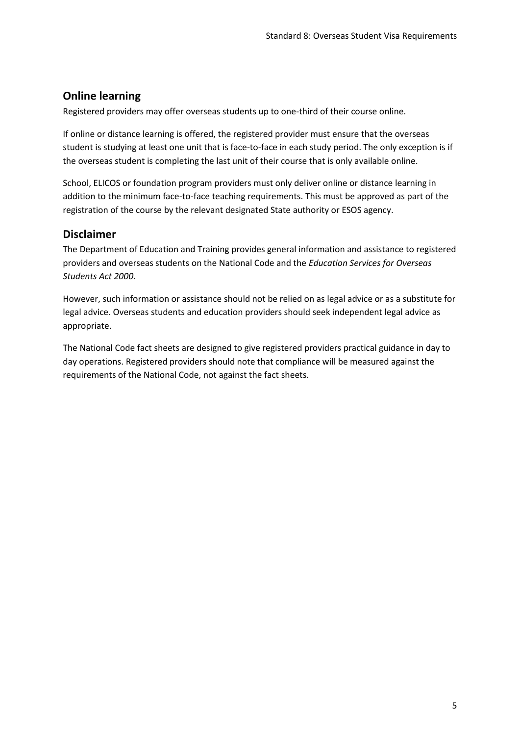## Online learning

Registered providers may offer overseas students up to one-third of their course online.

If online or distance learning is offered, the registered provider must ensure that the overseas student is studying at least one unit that is face-to-face in each study period. The only exception is if the overseas student is completing the last unit of their course that is only available online.

School, ELICOS or foundation program providers must only deliver online or distance learning in addition to the minimum face-to-face teaching requirements. This must be approved as part of the registration of the course by the relevant designated State authority or ESOS agency.

## Disclaimer

The Department of Education and Training provides general information and assistance to registered providers and overseas students on the National Code and the *Education Services for Overseas Students Act 2000*.

However, such information or assistance should not be relied on as legal advice or as a substitute for legal advice. Overseas students and education providers should seek independent legal advice as appropriate.

The National Code fact sheets are designed to give registered providers practical guidance in day to day operations. Registered providers should note that compliance will be measured against the requirements of the National Code, not against the fact sheets.